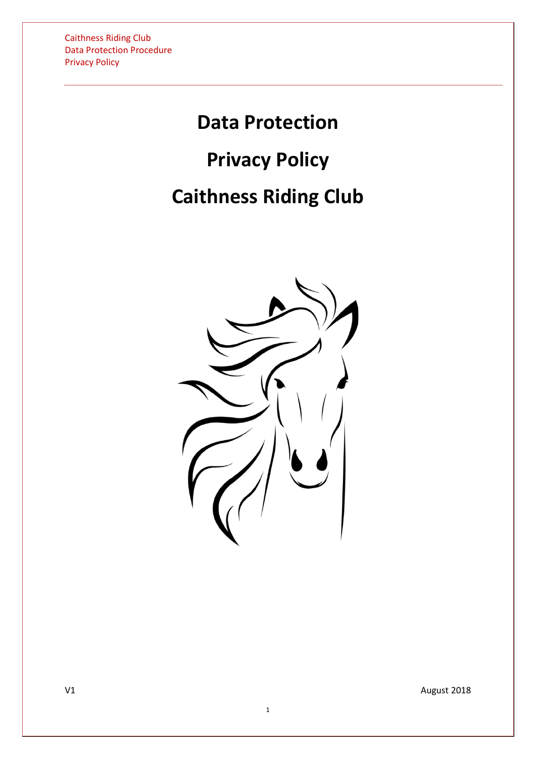# Data Protection

# Privacy Policy

# Caithness Riding Club

V1

August 2018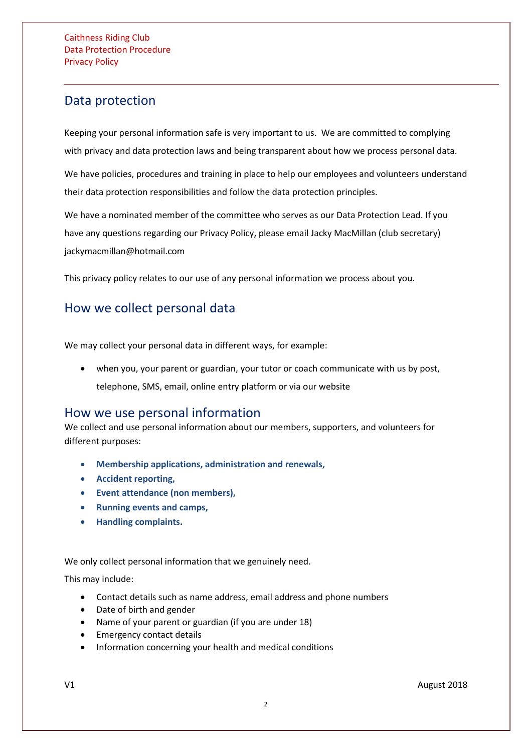## Data protection

Keeping your personal information safe is very important to us. We are committed to complying with privacy and data protection laws and being transparent about how we process personal data.

We have policies, procedures and training in place to help our employees and volunteers understand their data protection responsibilities and follow the data protection principles.

We have a nominated member of the committee who serves as our Data Protection Lead. If you have any questions regarding our Privacy Policy, please email Jacky MacMillan (club secretary) jackymacmillan@hotmail.com

This privacy policy relates to our use of any personal information we process about you.

## How we collect personal data

We may collect your personal data in different ways, for example:

- when you, your parent or guardian, your tutor or coach communicate with us by post, telephone, SMS, email, online entry platform or via our website

## How we use personal information

We collect and use personal information about our members, supporters, and volunteers for different purposes:

- **Membership applications, administration and renewals,**
- **Accident reporting,**
- **Event attendance (non members),**
- **Running events and camps,**
- **Handling complaints.**

We only collect personal information that we genuinely need.

This may include:

- Contact details such as name address, email address and phone numbers
- Date of birth and gender
- Name of your parent or guardian (if you are under 18)
- Emergency contact details
- Information concerning your health and medical conditions

V1 August 2018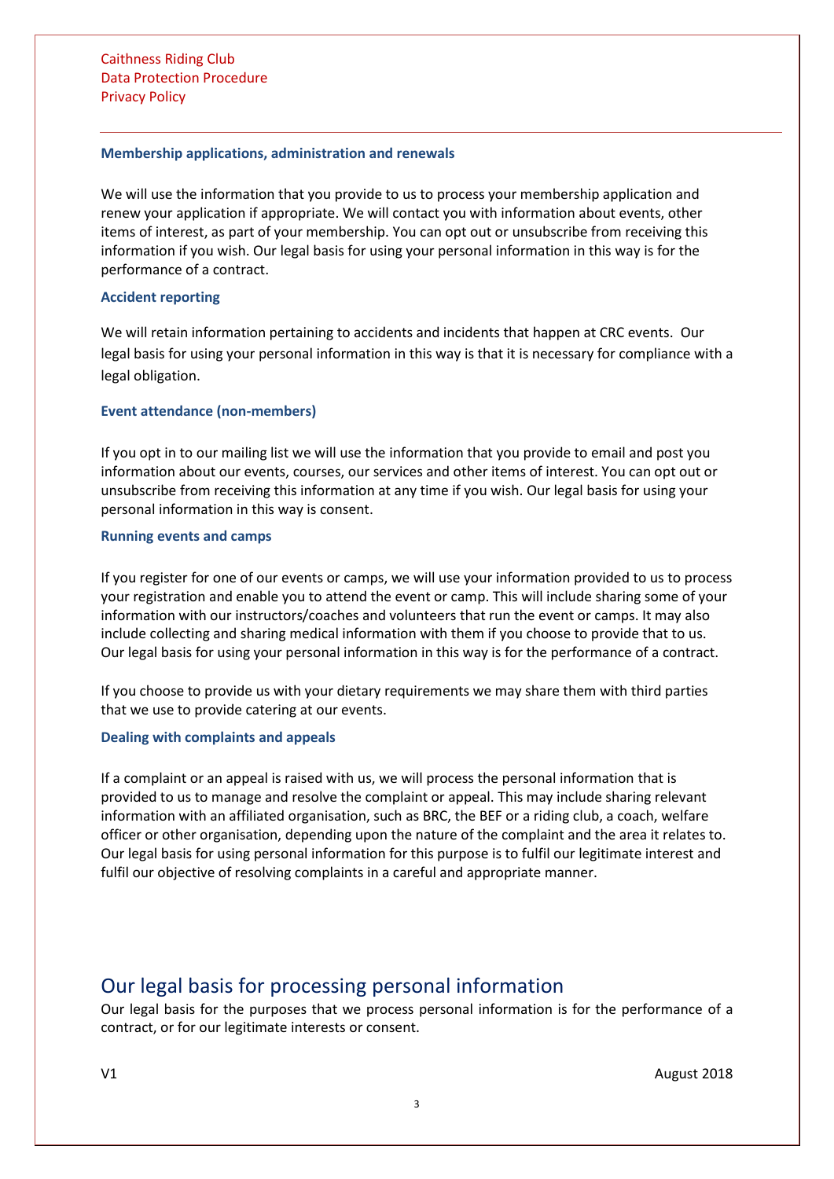### Membership applications, administration and renewals

We will use the information that you provide to us to process your membership application and renew your application if appropriate. We will contact you with information about events, other items of interest, as part of your membership. You can opt out or unsubscribe from receiving this information if you wish. Our legal basis for using your personal information in this way is for the performance of a contract.

### Accident reporting

We will retain information pertaining to accidents and incidents that happen at CRC events. Our legal basis for using your personal information in this way is that it is necessary for compliance with a legal obligation.

### Event attendance (non-members)

If you opt in to our mailing list we will use the information that you provide to email and post you information about our events, courses, our services and other items of interest. You can opt out or unsubscribe from receiving this information at any time if you wish. Our legal basis for using your personal information in this way is consent.

### Running events and camps

If you register for one of our events or camps, we will use your information provided to us to process your registration and enable you to attend the event or camp. This will include sharing some of your information with our instructors/coaches and volunteers that run the event or camps. It may also include collecting and sharing medical information with them if you choose to provide that to us. Our legal basis for using your personal information in this way is for the performance of a contract.

If you choose to provide us with your dietary requirements we may share them with third parties that we use to provide catering at our events.

### Dealing with complaints and appeals

If a complaint or an appeal is raised with us, we will process the personal information that is provided to us to manage and resolve the complaint or appeal. This may include sharing relevant information with an affiliated organisation, such as BRC, the BEF or a riding club, a coach, welfare officer or other organisation, depending upon the nature of the complaint and the area it relates to. Our legal basis for using personal information for this purpose is to fulfil our legitimate interest and fulfil our objective of resolving complaints in a careful and appropriate manner.

## Our legal basis for processing personal information

Our legal basis for the purposes that we process personal information is for the performance of a contract, or for our legitimate interests or consent.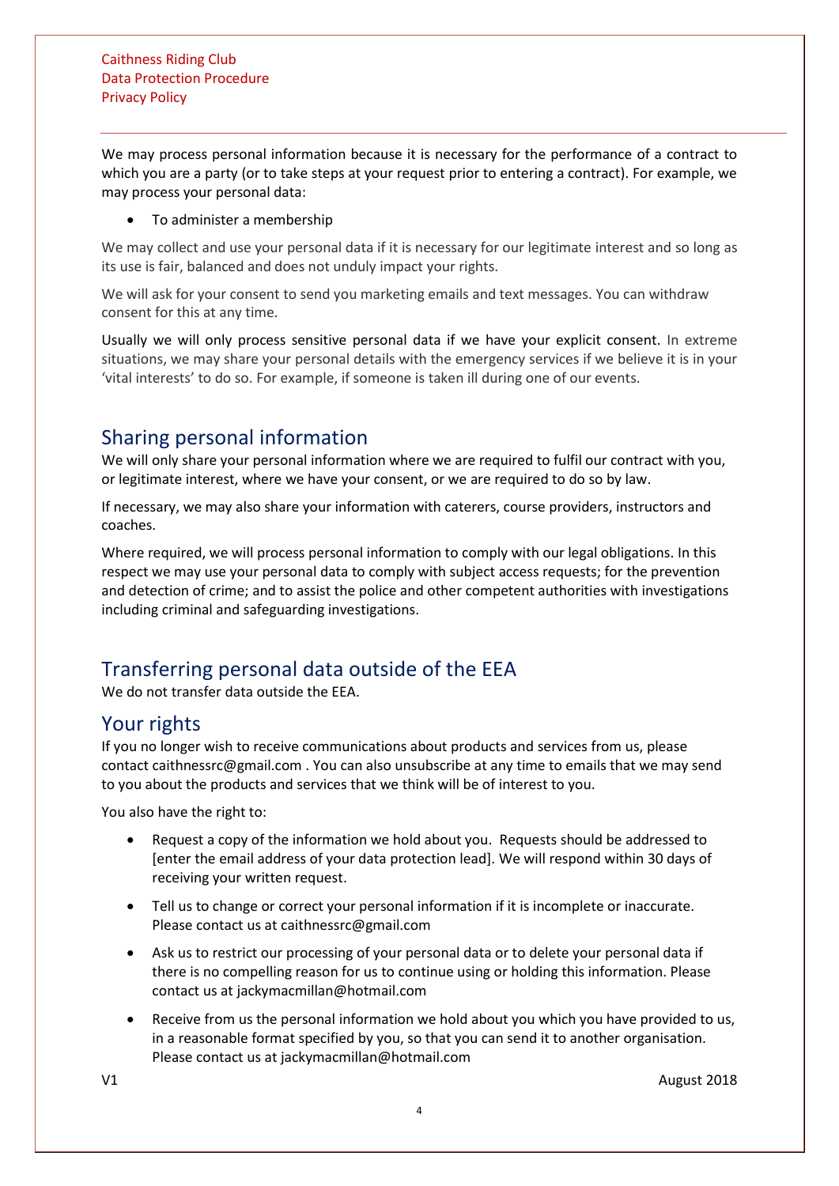We may process personal information because it is necessary for the performance of a contract to which you are a party (or to take steps at your request prior to entering a contract). For example, we may process your personal data:

- To administer a membership

We may collect and use your personal data if it is necessary for our legitimate interest and so long as its use is fair, balanced and does not unduly impact your rights.

We will ask for your consent to send you marketing emails and text messages. You can withdraw consent for this at any time.

Usually we will only process sensitive personal data if we have your explicit consent. In extreme situations, we may share your personal details with the emergency services if we believe it is in your 'vital interests' to do so. For example, if someone is taken ill during one of our events.

## Sharing personal information

We will only share your personal information where we are required to fulfil our contract with you, or legitimate interest, where we have your consent, or we are required to do so by law.

If necessary, we may also share your information with caterers, course providers, instructors and coaches.

Where required, we will process personal information to comply with our legal obligations. In this respect we may use your personal data to comply with subject access requests; for the prevention and detection of crime; and to assist the police and other competent authorities with investigations including criminal and safeguarding investigations.

## Transferring personal data outside of the EEA

We do not transfer data outside the EEA.

## Your rights

If you no longer wish to receive communications about products and services from us, please contact caithnessrc@gmail.com . You can also unsubscribe at any time to emails that we may send to you about the products and services that we think will be of interest to you.

You also have the right to:

- Request a copy of the information we hold about you. Requests should be addressed to [enter the email address of your data protection lead]. We will respond within 30 days of receiving your written request.
- Tell us to change or correct your personal information if it is incomplete or inaccurate. Please contact us at caithnessrc@gmail.com
- Ask us to restrict our processing of your personal data or to delete your personal data if there is no compelling reason for us to continue using or holding this information. Please contact us at jackymacmillan@hotmail.com
- Receive from us the personal information we hold about you which you have provided to us, in a reasonable format specified by you, so that you can send it to another organisation. Please contact us at jackymacmillan@hotmail.com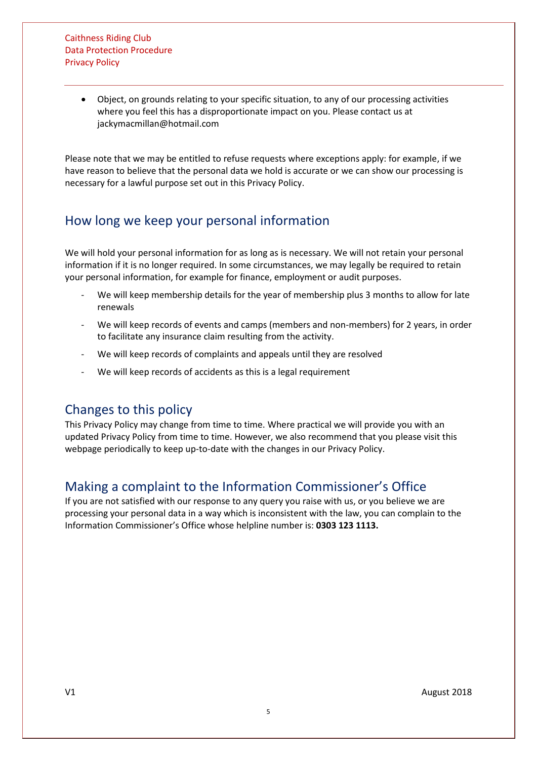- Object, on grounds relating to your specific situation, to any of our processing activities where you feel this has a disproportionate impact on you. Please contact us at jackymacmillan@hotmail.com

Please note that we may be entitled to refuse requests where exceptions apply: for example, if we have reason to believe that the personal data we hold is accurate or we can show our processing is necessary for a lawful purpose set out in this Privacy Policy.

## How long we keep your personal information

We will hold your personal information for as long as is necessary. We will not retain your personal information if it is no longer required. In some circumstances, we may legally be required to retain your personal information, for example for finance, employment or audit purposes.

- We will keep membership details for the year of membership plus 3 months to allow for late renewals
- We will keep records of events and camps (members and non-members) for 2 years, in order to facilitate any insurance claim resulting from the activity.
- We will keep records of complaints and appeals until they are resolved
- We will keep records of accidents as this is a legal requirement

## Changes to this policy

This Privacy Policy may change from time to time. Where practical we will provide you with an updated Privacy Policy from time to time. However, we also recommend that you please visit this webpage periodically to keep up-to-date with the changes in our Privacy Policy.

## Making a complaint to the Information Commissioner's Office

If you are not satisfied with our response to any query you raise with us, or you believe we are processing your personal data in a way which is inconsistent with the law, you can complain to the Information Commissioner's Office whose helpline number is: **0303 123 1113.**